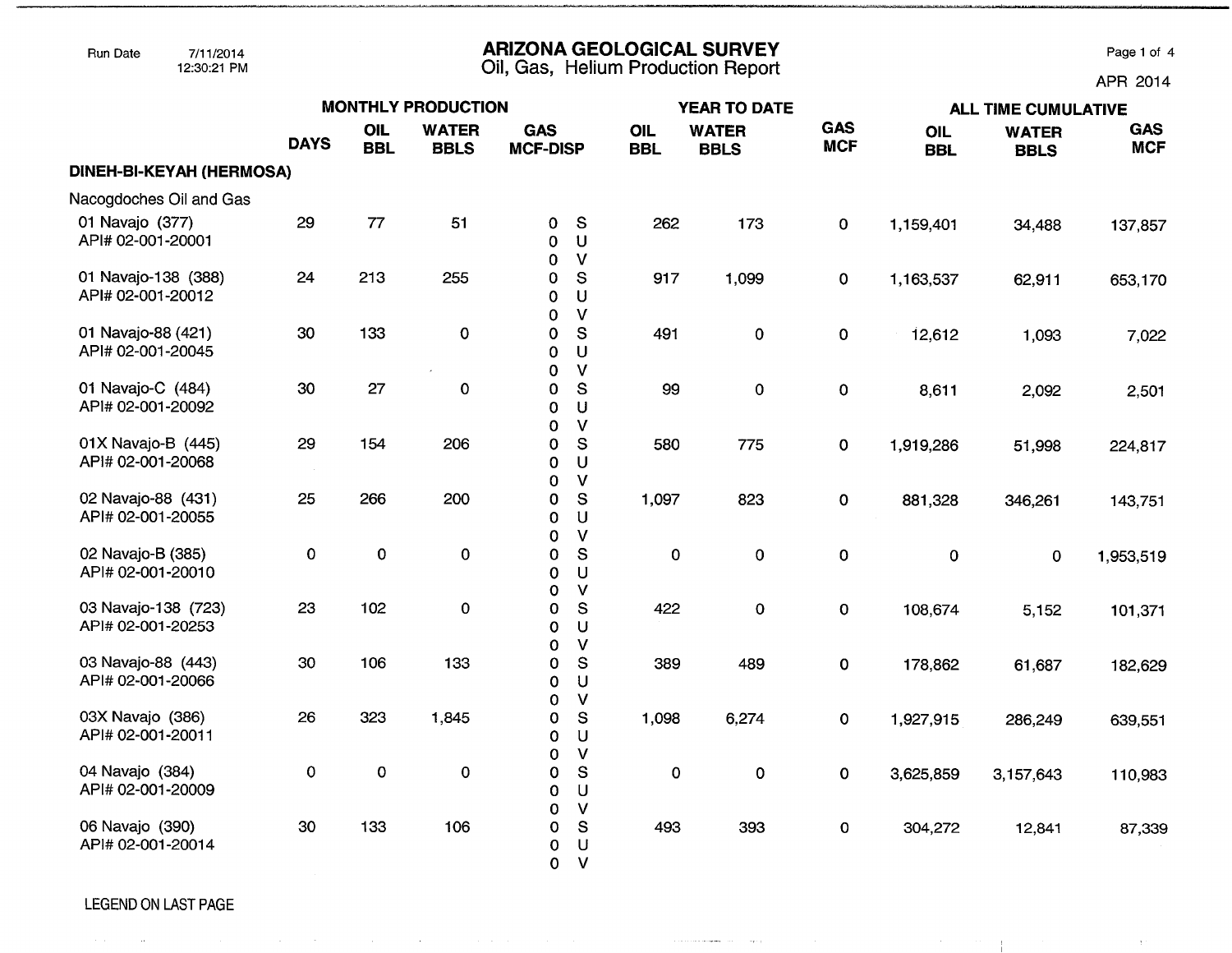# ARIZONA GEOLOGICAL SURVEY

## Oil, Gas, Helium Production Report

Run Date 7/11/2014 12:30:21 PM

APR 2014

| | MONTHLY PRODUCTION | | | | | YEAR TO DATE | | | ALL TIME CUMULATIVE | | |
|---|---|---|---|---|---|---|---|---|---|---|---|
| | DAYS | OIL BBL | WATER BBLS | GAS MCF-DISP | | OIL BBL | WATER BBLS | GAS MCF | OIL BBL | WATER BBLS | GAS MCF |
| **DINEH-BI-KEYAH (HERMOSA)** | | | | | | | | | | | |
| Nacogdoches Oil and Gas | | | | | | | | | | | |
| 01 Navajo (377) API# 02-001-20001 | 29 | 77 | 51 | 0 / 0 / 0 | S / U / V | 262 | 173 | 0 | 1,159,401 | 34,488 | 137,857 |
| 01 Navajo-138 (388) API# 02-001-20012 | 24 | 213 | 255 | 0 / 0 / 0 | S / U / V | 917 | 1,099 | 0 | 1,163,537 | 62,911 | 653,170 |
| 01 Navajo-88 (421) API# 02-001-20045 | 30 | 133 | 0 | 0 / 0 / 0 | S / U / V | 491 | 0 | 0 | 12,612 | 1,093 | 7,022 |
| 01 Navajo-C (484) API# 02-001-20092 | 30 | 27 | 0 | 0 / 0 / 0 | S / U / V | 99 | 0 | 0 | 8,611 | 2,092 | 2,501 |
| 01X Navajo-B (445) API# 02-001-20068 | 29 | 154 | 206 | 0 / 0 / 0 | S / U / V | 580 | 775 | 0 | 1,919,286 | 51,998 | 224,817 |
| 02 Navajo-88 (431) API# 02-001-20055 | 25 | 266 | 200 | 0 / 0 / 0 | S / U / V | 1,097 | 823 | 0 | 881,328 | 346,261 | 143,751 |
| 02 Navajo-B (385) API# 02-001-20010 | 0 | 0 | 0 | 0 / 0 / 0 | S / U / V | 0 | 0 | 0 | 0 | 0 | 1,953,519 |
| 03 Navajo-138 (723) API# 02-001-20253 | 23 | 102 | 0 | 0 / 0 / 0 | S / U / V | 422 | 0 | 0 | 108,674 | 5,152 | 101,371 |
| 03 Navajo-88 (443) API# 02-001-20066 | 30 | 106 | 133 | 0 / 0 / 0 | S / U / V | 389 | 489 | 0 | 178,862 | 61,687 | 182,629 |
| 03X Navajo (386) API# 02-001-20011 | 26 | 323 | 1,845 | 0 / 0 / 0 | S / U / V | 1,098 | 6,274 | 0 | 1,927,915 | 286,249 | 639,551 |
| 04 Navajo (384) API# 02-001-20009 | 0 | 0 | 0 | 0 / 0 / 0 | S / U / V | 0 | 0 | 0 | 3,625,859 | 3,157,643 | 110,983 |
| 06 Navajo (390) API# 02-001-20014 | 30 | 133 | 106 | 0 / 0 / 0 | S / U / V | 493 | 393 | 0 | 304,272 | 12,841 | 87,339 |

LEGEND ON LAST PAGE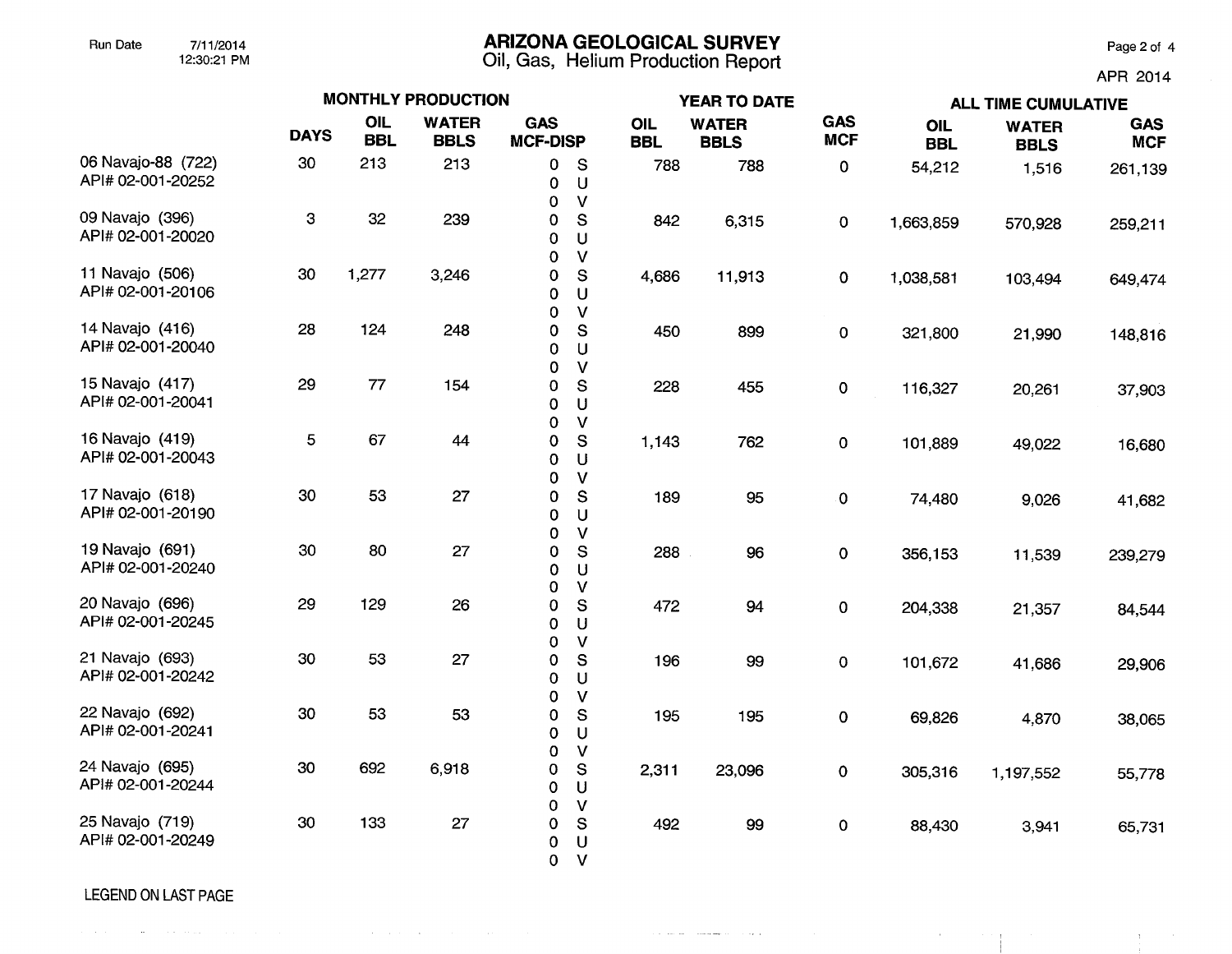# ARIZONA GEOLOGICAL SURVEY

## Oil, Gas, Helium Production Report

Run Date 7/11/2014 12:30:21 PM

APR 2014

| | MONTHLY PRODUCTION | | | | YEAR TO DATE | | | ALL TIME CUMULATIVE | | |
|---|---|---|---|---|---|---|---|---|---|---|
| | DAYS | OIL BBL | WATER BBLS | GAS MCF-DISP | OIL BBL | WATER BBLS | GAS MCF | OIL BBL | WATER BBLS | GAS MCF |
| 06 Navajo-88 (722) API# 02-001-20252 | 30 | 213 | 213 | 0 S<br>0 U<br>0 V | 788 | 788 | 0 | 54,212 | 1,516 | 261,139 |
| 09 Navajo (396) API# 02-001-20020 | 3 | 32 | 239 | 0 S<br>0 U<br>0 V | 842 | 6,315 | 0 | 1,663,859 | 570,928 | 259,211 |
| 11 Navajo (506) API# 02-001-20106 | 30 | 1,277 | 3,246 | 0 S<br>0 U<br>0 V | 4,686 | 11,913 | 0 | 1,038,581 | 103,494 | 649,474 |
| 14 Navajo (416) API# 02-001-20040 | 28 | 124 | 248 | 0 S<br>0 U<br>0 V | 450 | 899 | 0 | 321,800 | 21,990 | 148,816 |
| 15 Navajo (417) API# 02-001-20041 | 29 | 77 | 154 | 0 S<br>0 U<br>0 V | 228 | 455 | 0 | 116,327 | 20,261 | 37,903 |
| 16 Navajo (419) API# 02-001-20043 | 5 | 67 | 44 | 0 S<br>0 U<br>0 V | 1,143 | 762 | 0 | 101,889 | 49,022 | 16,680 |
| 17 Navajo (618) API# 02-001-20190 | 30 | 53 | 27 | 0 S<br>0 U<br>0 V | 189 | 95 | 0 | 74,480 | 9,026 | 41,682 |
| 19 Navajo (691) API# 02-001-20240 | 30 | 80 | 27 | 0 S<br>0 U<br>0 V | 288 | 96 | 0 | 356,153 | 11,539 | 239,279 |
| 20 Navajo (696) API# 02-001-20245 | 29 | 129 | 26 | 0 S<br>0 U<br>0 V | 472 | 94 | 0 | 204,338 | 21,357 | 84,544 |
| 21 Navajo (693) API# 02-001-20242 | 30 | 53 | 27 | 0 S<br>0 U<br>0 V | 196 | 99 | 0 | 101,672 | 41,686 | 29,906 |
| 22 Navajo (692) API# 02-001-20241 | 30 | 53 | 53 | 0 S<br>0 U<br>0 V | 195 | 195 | 0 | 69,826 | 4,870 | 38,065 |
| 24 Navajo (695) API# 02-001-20244 | 30 | 692 | 6,918 | 0 S<br>0 U<br>0 V | 2,311 | 23,096 | 0 | 305,316 | 1,197,552 | 55,778 |
| 25 Navajo (719) API# 02-001-20249 | 30 | 133 | 27 | 0 S<br>0 U<br>0 V | 492 | 99 | 0 | 88,430 | 3,941 | 65,731 |

LEGEND ON LAST PAGE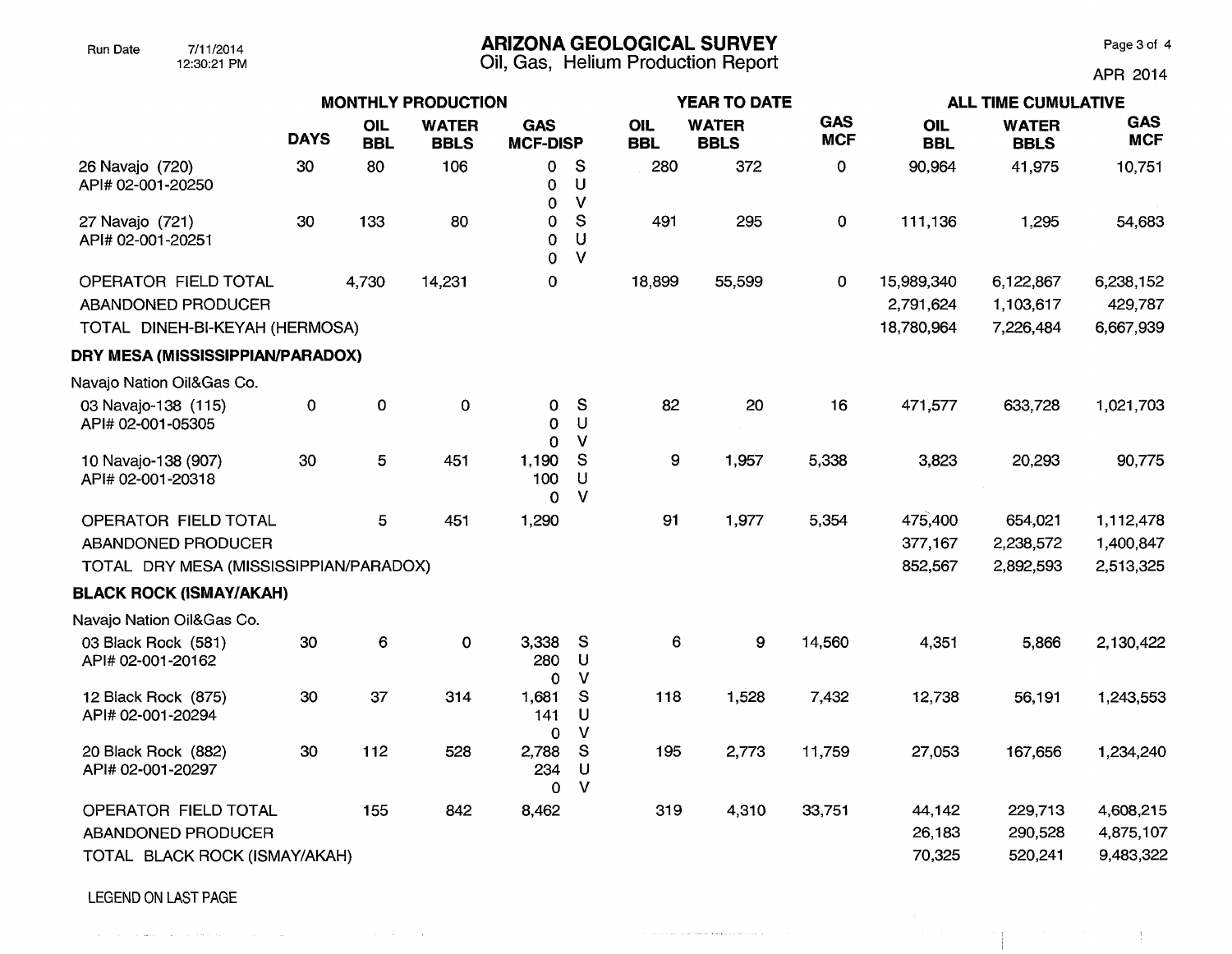# ARIZONA GEOLOGICAL SURVEY

## Oil, Gas, Helium Production Report

Run Date 7/11/2014 12:30:21 PM

APR 2014

| | MONTHLY PRODUCTION | | | | | YEAR TO DATE | | | ALL TIME CUMULATIVE | | |
|---|---|---|---|---|---|---|---|---|---|---|---|
| | DAYS | OIL BBL | WATER BBLS | GAS MCF-DISP | | OIL BBL | WATER BBLS | GAS MCF | OIL BBL | WATER BBLS | GAS MCF |
| 26 Navajo (720) API# 02-001-20250 | 30 | 80 | 106 | 0 / 0 / 0 | S / U / V | 280 | 372 | 0 | 90,964 | 41,975 | 10,751 |
| 27 Navajo (721) API# 02-001-20251 | 30 | 133 | 80 | 0 / 0 / 0 | S / U / V | 491 | 295 | 0 | 111,136 | 1,295 | 54,683 |
| OPERATOR FIELD TOTAL | | 4,730 | 14,231 | 0 | | 18,899 | 55,599 | 0 | 15,989,340 | 6,122,867 | 6,238,152 |
| ABANDONED PRODUCER | | | | | | | | | 2,791,624 | 1,103,617 | 429,787 |
| TOTAL DINEH-BI-KEYAH (HERMOSA) | | | | | | | | | 18,780,964 | 7,226,484 | 6,667,939 |
| **DRY MESA (MISSISSIPPIAN/PARADOX)** | | | | | | | | | | | |
| Navajo Nation Oil&Gas Co. | | | | | | | | | | | |
| 03 Navajo-138 (115) API# 02-001-05305 | 0 | 0 | 0 | 0 / 0 / 0 | S / U / V | 82 | 20 | 16 | 471,577 | 633,728 | 1,021,703 |
| 10 Navajo-138 (907) API# 02-001-20318 | 30 | 5 | 451 | 1,190 / 100 / 0 | S / U / V | 9 | 1,957 | 5,338 | 3,823 | 20,293 | 90,775 |
| OPERATOR FIELD TOTAL | | 5 | 451 | 1,290 | | 91 | 1,977 | 5,354 | 475,400 | 654,021 | 1,112,478 |
| ABANDONED PRODUCER | | | | | | | | | 377,167 | 2,238,572 | 1,400,847 |
| TOTAL DRY MESA (MISSISSIPPIAN/PARADOX) | | | | | | | | | 852,567 | 2,892,593 | 2,513,325 |
| **BLACK ROCK (ISMAY/AKAH)** | | | | | | | | | | | |
| Navajo Nation Oil&Gas Co. | | | | | | | | | | | |
| 03 Black Rock (581) API# 02-001-20162 | 30 | 6 | 0 | 3,338 / 280 / 0 | S / U / V | 6 | 9 | 14,560 | 4,351 | 5,866 | 2,130,422 |
| 12 Black Rock (875) API# 02-001-20294 | 30 | 37 | 314 | 1,681 / 141 / 0 | S / U / V | 118 | 1,528 | 7,432 | 12,738 | 56,191 | 1,243,553 |
| 20 Black Rock (882) API# 02-001-20297 | 30 | 112 | 528 | 2,788 / 234 / 0 | S / U / V | 195 | 2,773 | 11,759 | 27,053 | 167,656 | 1,234,240 |
| OPERATOR FIELD TOTAL | | 155 | 842 | 8,462 | | 319 | 4,310 | 33,751 | 44,142 | 229,713 | 4,608,215 |
| ABANDONED PRODUCER | | | | | | | | | 26,183 | 290,528 | 4,875,107 |
| TOTAL BLACK ROCK (ISMAY/AKAH) | | | | | | | | | 70,325 | 520,241 | 9,483,322 |

LEGEND ON LAST PAGE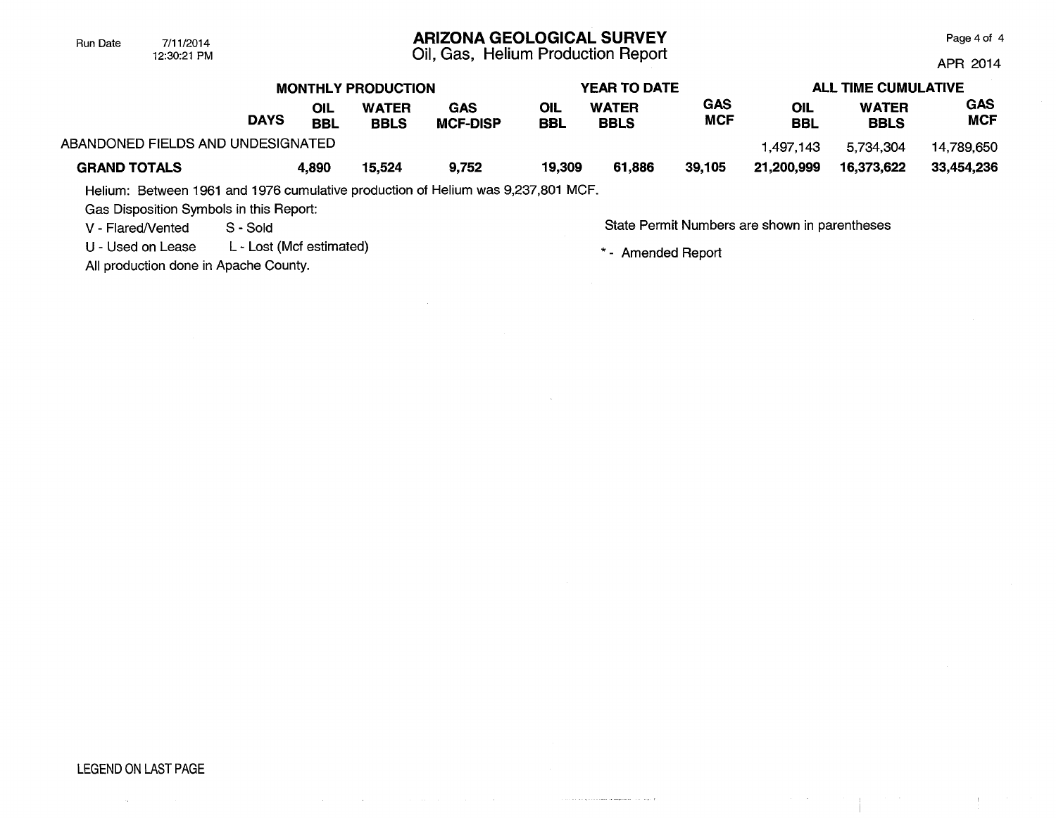| | | MONTHLY PRODUCTION | | | YEAR TO DATE | | | ALL TIME CUMULATIVE | | |
|---|---|---|---|---|---|---|---|---|---|---|
| | DAYS | OIL BBL | WATER BBLS | GAS MCF-DISP | OIL BBL | WATER BBLS | GAS MCF | OIL BBL | WATER BBLS | GAS MCF |
| ABANDONED FIELDS AND UNDESIGNATED | | | | | | | | 1,497,143 | 5,734,304 | 14,789,650 |
| **GRAND TOTALS** | | **4,890** | **15,524** | **9,752** | **19,309** | **61,886** | **39,105** | **21,200,999** | **16,373,622** | **33,454,236** |

Helium: Between 1961 and 1976 cumulative production of Helium was 9,237,801 MCF.

Gas Disposition Symbols in this Report:

V - Flared/Vented S - Sold

U - Used on Lease L - Lost (Mcf estimated)

All production done in Apache County.

State Permit Numbers are shown in parentheses

* - Amended Report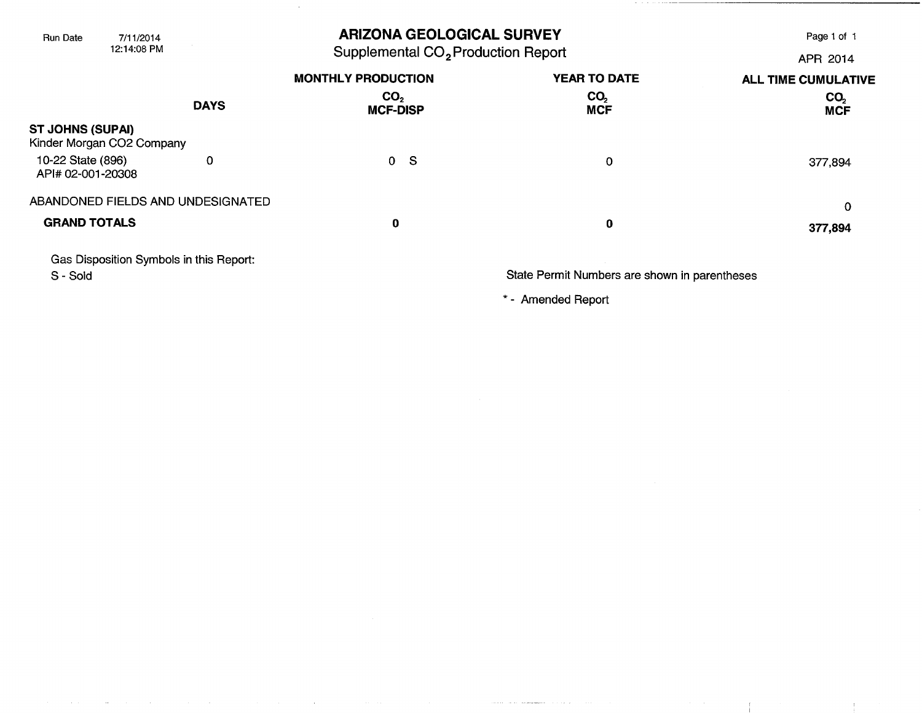Run Date 7/11/2014
12:14:08 PM

# ARIZONA GEOLOGICAL SURVEY

## Supplemental $CO_2$ Production Report

APR 2014

| | DAYS | MONTHLY PRODUCTION $CO_2$ MCF-DISP | YEAR TO DATE $CO_2$ MCF | ALL TIME CUMULATIVE $CO_2$ MCF |
|---|---|---|---|---|
| **ST JOHNS (SUPAI)** | | | | |
| Kinder Morgan CO2 Company | | | | |
| 10-22 State (896) API# 02-001-20308 | 0 | 0 S | 0 | 377,894 |
| ABANDONED FIELDS AND UNDESIGNATED | | | | 0 |
| **GRAND TOTALS** | | **0** | **0** | **377,894** |

Gas Disposition Symbols in this Report:
S - Sold

State Permit Numbers are shown in parentheses

* - Amended Report